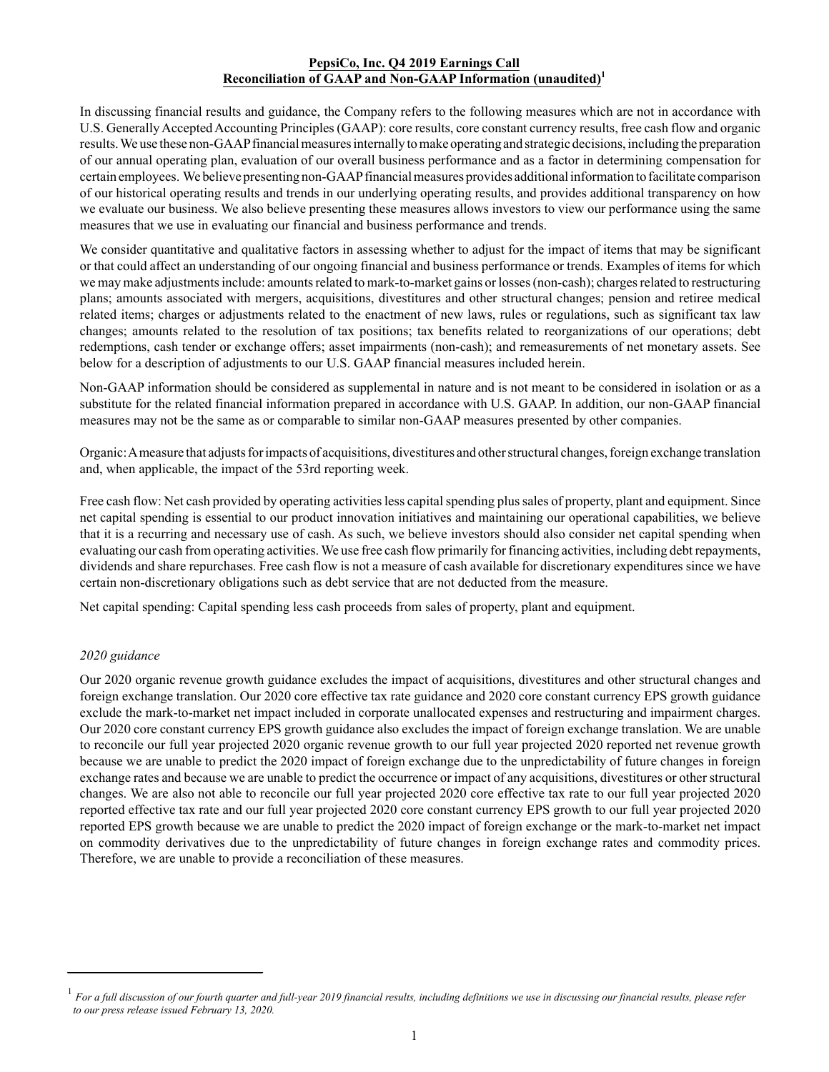**PepsiCo, Inc. Q4 2019 Earnings Call**
**Reconciliation of GAAP and Non-GAAP Information (unaudited)[1]**

In discussing financial results and guidance, the Company refers to the following measures which are not in accordance with U.S. Generally Accepted Accounting Principles (GAAP): core results, core constant currency results, free cash flow and organic results. We use these non-GAAP financial measures internally to make operating and strategic decisions, including the preparation of our annual operating plan, evaluation of our overall business performance and as a factor in determining compensation for certain employees. We believe presenting non-GAAP financial measures provides additional information to facilitate comparison of our historical operating results and trends in our underlying operating results, and provides additional transparency on how we evaluate our business. We also believe presenting these measures allows investors to view our performance using the same measures that we use in evaluating our financial and business performance and trends.

We consider quantitative and qualitative factors in assessing whether to adjust for the impact of items that may be significant or that could affect an understanding of our ongoing financial and business performance or trends. Examples of items for which we may make adjustments include: amounts related to mark-to-market gains or losses (non-cash); charges related to restructuring plans; amounts associated with mergers, acquisitions, divestitures and other structural changes; pension and retiree medical related items; charges or adjustments related to the enactment of new laws, rules or regulations, such as significant tax law changes; amounts related to the resolution of tax positions; tax benefits related to reorganizations of our operations; debt redemptions, cash tender or exchange offers; asset impairments (non-cash); and remeasurements of net monetary assets. See below for a description of adjustments to our U.S. GAAP financial measures included herein.

Non-GAAP information should be considered as supplemental in nature and is not meant to be considered in isolation or as a substitute for the related financial information prepared in accordance with U.S. GAAP. In addition, our non-GAAP financial measures may not be the same as or comparable to similar non-GAAP measures presented by other companies.

Organic: A measure that adjusts for impacts of acquisitions, divestitures and other structural changes, foreign exchange translation and, when applicable, the impact of the 53rd reporting week.

Free cash flow: Net cash provided by operating activities less capital spending plus sales of property, plant and equipment. Since net capital spending is essential to our product innovation initiatives and maintaining our operational capabilities, we believe that it is a recurring and necessary use of cash. As such, we believe investors should also consider net capital spending when evaluating our cash from operating activities. We use free cash flow primarily for financing activities, including debt repayments, dividends and share repurchases. Free cash flow is not a measure of cash available for discretionary expenditures since we have certain non-discretionary obligations such as debt service that are not deducted from the measure.

Net capital spending: Capital spending less cash proceeds from sales of property, plant and equipment.

*2020 guidance*

Our 2020 organic revenue growth guidance excludes the impact of acquisitions, divestitures and other structural changes and foreign exchange translation. Our 2020 core effective tax rate guidance and 2020 core constant currency EPS growth guidance exclude the mark-to-market net impact included in corporate unallocated expenses and restructuring and impairment charges. Our 2020 core constant currency EPS growth guidance also excludes the impact of foreign exchange translation. We are unable to reconcile our full year projected 2020 organic revenue growth to our full year projected 2020 reported net revenue growth because we are unable to predict the 2020 impact of foreign exchange due to the unpredictability of future changes in foreign exchange rates and because we are unable to predict the occurrence or impact of any acquisitions, divestitures or other structural changes. We are also not able to reconcile our full year projected 2020 core effective tax rate to our full year projected 2020 reported effective tax rate and our full year projected 2020 core constant currency EPS growth to our full year projected 2020 reported EPS growth because we are unable to predict the 2020 impact of foreign exchange or the mark-to-market net impact on commodity derivatives due to the unpredictability of future changes in foreign exchange rates and commodity prices. Therefore, we are unable to provide a reconciliation of these measures.

---

[1] *For a full discussion of our fourth quarter and full-year 2019 financial results, including definitions we use in discussing our financial results, please refer to our press release issued February 13, 2020.*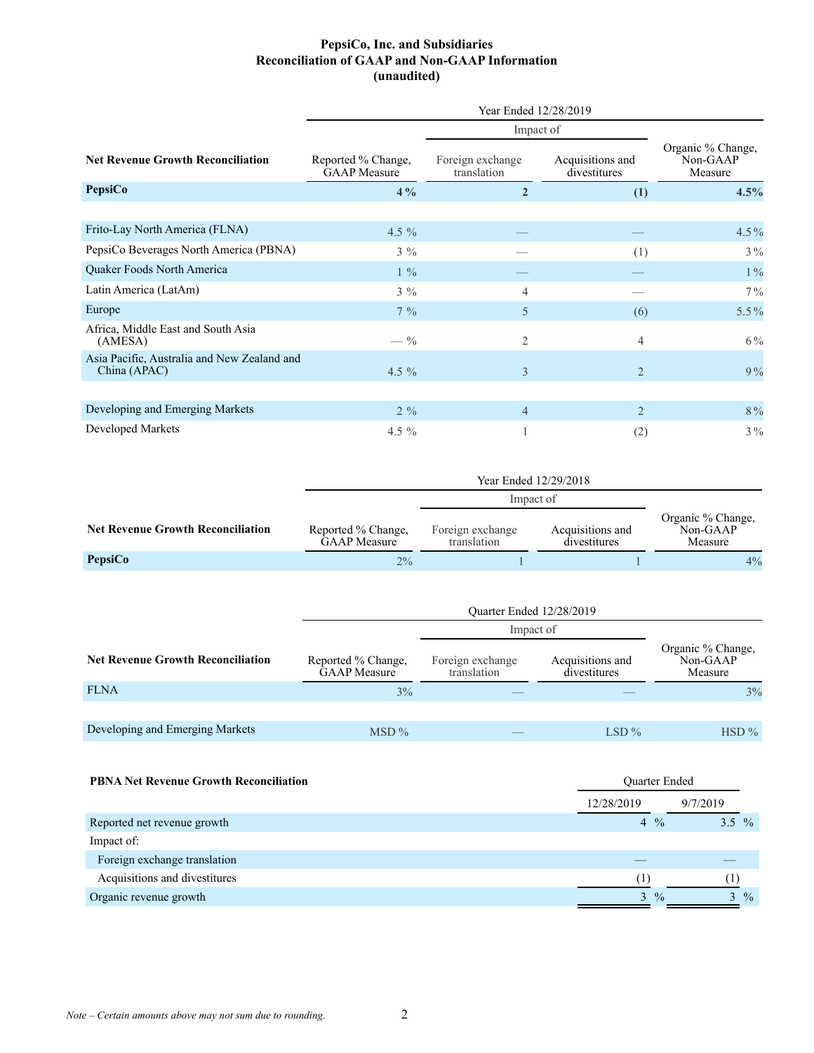# PepsiCo, Inc. and Subsidiaries
## Reconciliation of GAAP and Non-GAAP Information
### (unaudited)

| | Year Ended 12/28/2019 | | | |
|---|---|---|---|---|
| | | Impact of | | |
| **Net Revenue Growth Reconciliation** | Reported % Change, GAAP Measure | Foreign exchange translation | Acquisitions and divestitures | Organic % Change, Non-GAAP Measure |
| **PepsiCo** | **4 %** | **2** | **(1)** | **4.5%** |
| | | | | |
| Frito-Lay North America (FLNA) | 4.5 % | — | — | 4.5 % |
| PepsiCo Beverages North America (PBNA) | 3 % | — | (1) | 3 % |
| Quaker Foods North America | 1 % | — | — | 1 % |
| Latin America (LatAm) | 3 % | 4 | — | 7 % |
| Europe | 7 % | 5 | (6) | 5.5 % |
| Africa, Middle East and South Asia (AMESA) | — % | 2 | 4 | 6 % |
| Asia Pacific, Australia and New Zealand and China (APAC) | 4.5 % | 3 | 2 | 9 % |
| | | | | |
| Developing and Emerging Markets | 2 % | 4 | 2 | 8 % |
| Developed Markets | 4.5 % | 1 | (2) | 3 % |

| | Year Ended 12/29/2018 | | | |
|---|---|---|---|---|
| | | Impact of | | |
| **Net Revenue Growth Reconciliation** | Reported % Change, GAAP Measure | Foreign exchange translation | Acquisitions and divestitures | Organic % Change, Non-GAAP Measure |
| **PepsiCo** | 2% | 1 | 1 | 4% |

| | Quarter Ended 12/28/2019 | | | |
|---|---|---|---|---|
| | | Impact of | | |
| **Net Revenue Growth Reconciliation** | Reported % Change, GAAP Measure | Foreign exchange translation | Acquisitions and divestitures | Organic % Change, Non-GAAP Measure |
| FLNA | 3% | — | — | 3% |
| | | | | |
| Developing and Emerging Markets | MSD % | — | LSD % | HSD % |

| **PBNA Net Revenue Growth Reconciliation** | Quarter Ended | |
|---|---|---|
| | 12/28/2019 | 9/7/2019 |
| Reported net revenue growth | 4 % | 3.5 % |
| Impact of: | | |
| Foreign exchange translation | — | — |
| Acquisitions and divestitures | (1) | (1) |
| Organic revenue growth | 3 % | 3 % |

*Note – Certain amounts above may not sum due to rounding.*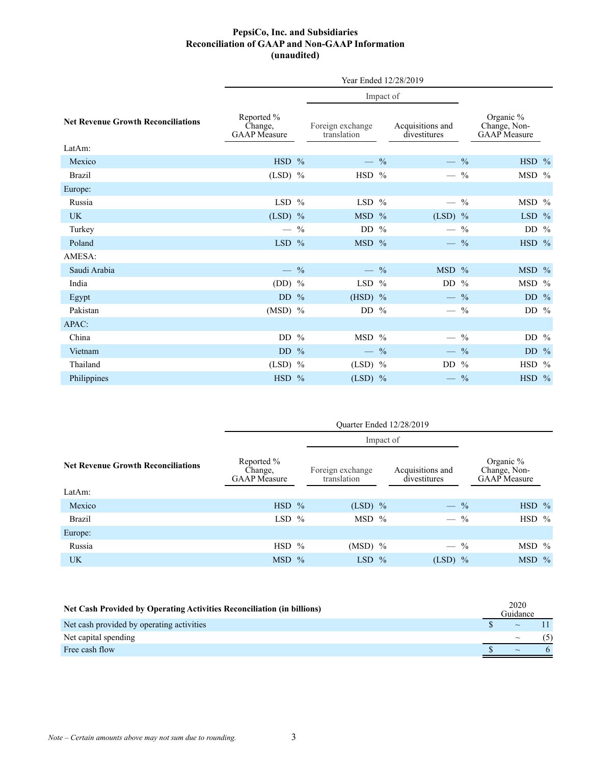# PepsiCo, Inc. and Subsidiaries
## Reconciliation of GAAP and Non-GAAP Information
### (unaudited)

| | Year Ended 12/28/2019 | | | |
|---|---|---|---|---|
| | | Impact of | | |
| **Net Revenue Growth Reconciliations** | Reported % Change, GAAP Measure | Foreign exchange translation | Acquisitions and divestitures | Organic % Change, Non-GAAP Measure |
| LatAm: | | | | |
| Mexico | HSD % | — % | — % | HSD % |
| Brazil | (LSD) % | HSD % | — % | MSD % |
| Europe: | | | | |
| Russia | LSD % | LSD % | — % | MSD % |
| UK | (LSD) % | MSD % | (LSD) % | LSD % |
| Turkey | — % | DD % | — % | DD % |
| Poland | LSD % | MSD % | — % | HSD % |
| AMESA: | | | | |
| Saudi Arabia | — % | — % | MSD % | MSD % |
| India | (DD) % | LSD % | DD % | MSD % |
| Egypt | DD % | (HSD) % | — % | DD % |
| Pakistan | (MSD) % | DD % | — % | DD % |
| APAC: | | | | |
| China | DD % | MSD % | — % | DD % |
| Vietnam | DD % | — % | — % | DD % |
| Thailand | (LSD) % | (LSD) % | DD % | HSD % |
| Philippines | HSD % | (LSD) % | — % | HSD % |

| | Quarter Ended 12/28/2019 | | | |
|---|---|---|---|---|
| | | Impact of | | |
| **Net Revenue Growth Reconciliations** | Reported % Change, GAAP Measure | Foreign exchange translation | Acquisitions and divestitures | Organic % Change, Non-GAAP Measure |
| LatAm: | | | | |
| Mexico | HSD % | (LSD) % | — % | HSD % |
| Brazil | LSD % | MSD % | — % | HSD % |
| Europe: | | | | |
| Russia | HSD % | (MSD) % | — % | MSD % |
| UK | MSD % | LSD % | (LSD) % | MSD % |

| **Net Cash Provided by Operating Activities Reconciliation (in billions)** | 2020 Guidance |
|---|---|
| Net cash provided by operating activities | $ ~ 11 |
| Net capital spending | ~ (5) |
| Free cash flow | $ ~ 6 |

*Note – Certain amounts above may not sum due to rounding.*